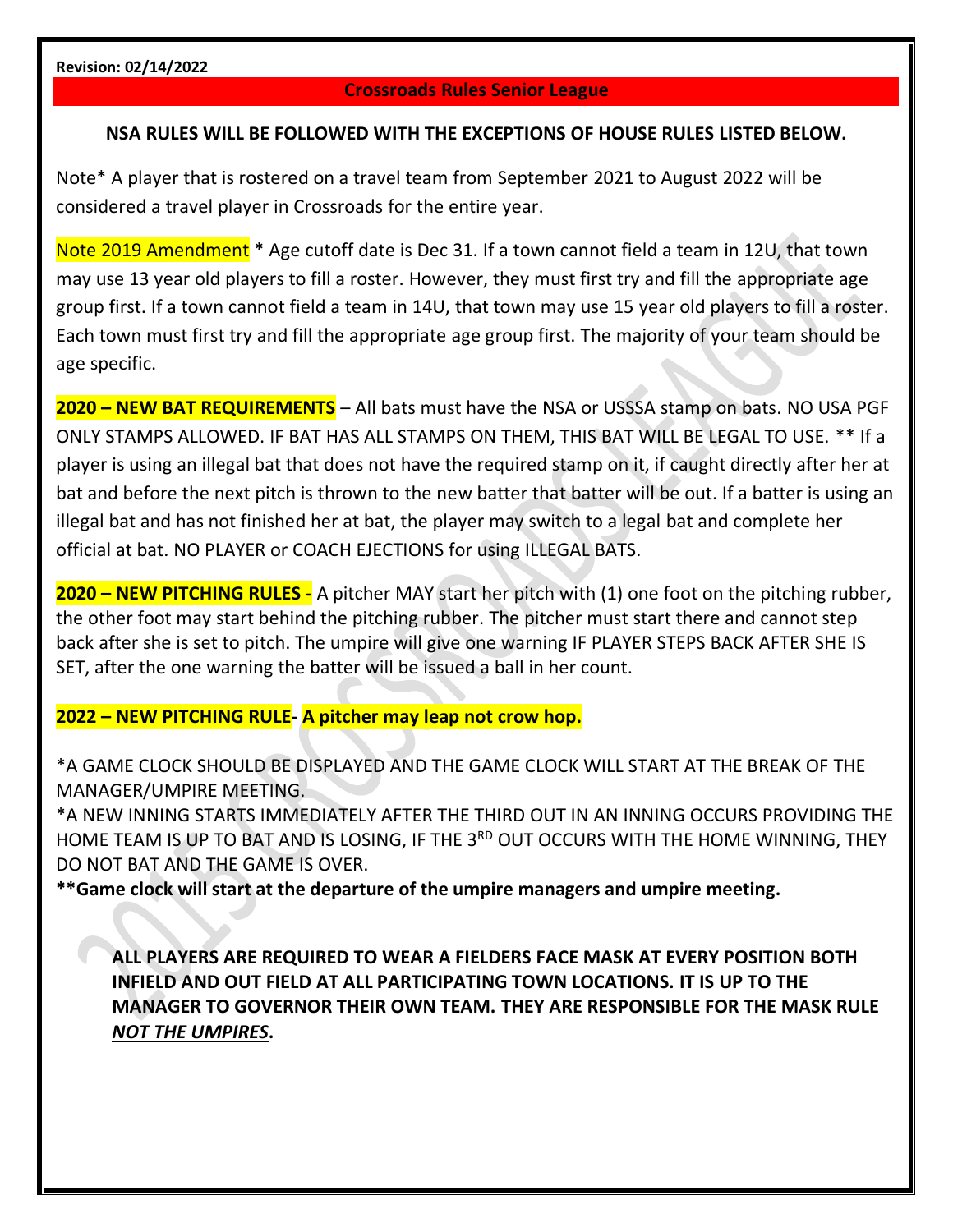**Revision: 02/14/2022**

# Crossroads Rules Senior League

**NSA RULES WILL BE FOLLOWED WITH THE EXCEPTIONS OF HOUSE RULES LISTED BELOW.**

Note* A player that is rostered on a travel team from September 2021 to August 2022 will be considered a travel player in Crossroads for the entire year.

Note 2019 Amendment * Age cutoff date is Dec 31. If a town cannot field a team in 12U, that town may use 13 year old players to fill a roster. However, they must first try and fill the appropriate age group first. If a town cannot field a team in 14U, that town may use 15 year old players to fill a roster. Each town must first try and fill the appropriate age group first. The majority of your team should be age specific.

**2020 – NEW BAT REQUIREMENTS** – All bats must have the NSA or USSSA stamp on bats. NO USA PGF ONLY STAMPS ALLOWED. IF BAT HAS ALL STAMPS ON THEM, THIS BAT WILL BE LEGAL TO USE. ** If a player is using an illegal bat that does not have the required stamp on it, if caught directly after her at bat and before the next pitch is thrown to the new batter that batter will be out. If a batter is using an illegal bat and has not finished her at bat, the player may switch to a legal bat and complete her official at bat. NO PLAYER or COACH EJECTIONS for using ILLEGAL BATS.

**2020 – NEW PITCHING RULES -** A pitcher MAY start her pitch with (1) one foot on the pitching rubber, the other foot may start behind the pitching rubber. The pitcher must start there and cannot step back after she is set to pitch. The umpire will give one warning IF PLAYER STEPS BACK AFTER SHE IS SET, after the one warning the batter will be issued a ball in her count.

**2022 – NEW PITCHING RULE- A pitcher may leap not crow hop.**

*A GAME CLOCK SHOULD BE DISPLAYED AND THE GAME CLOCK WILL START AT THE BREAK OF THE MANAGER/UMPIRE MEETING.

*A NEW INNING STARTS IMMEDIATELY AFTER THE THIRD OUT IN AN INNING OCCURS PROVIDING THE HOME TEAM IS UP TO BAT AND IS LOSING, IF THE 3RD OUT OCCURS WITH THE HOME WINNING, THEY DO NOT BAT AND THE GAME IS OVER.

****Game clock will start at the departure of the umpire managers and umpire meeting.**

**ALL PLAYERS ARE REQUIRED TO WEAR A FIELDERS FACE MASK AT EVERY POSITION BOTH INFIELD AND OUT FIELD AT ALL PARTICIPATING TOWN LOCATIONS. IT IS UP TO THE MANAGER TO GOVERNOR THEIR OWN TEAM. THEY ARE RESPONSIBLE FOR THE MASK RULE *NOT THE UMPIRES*.**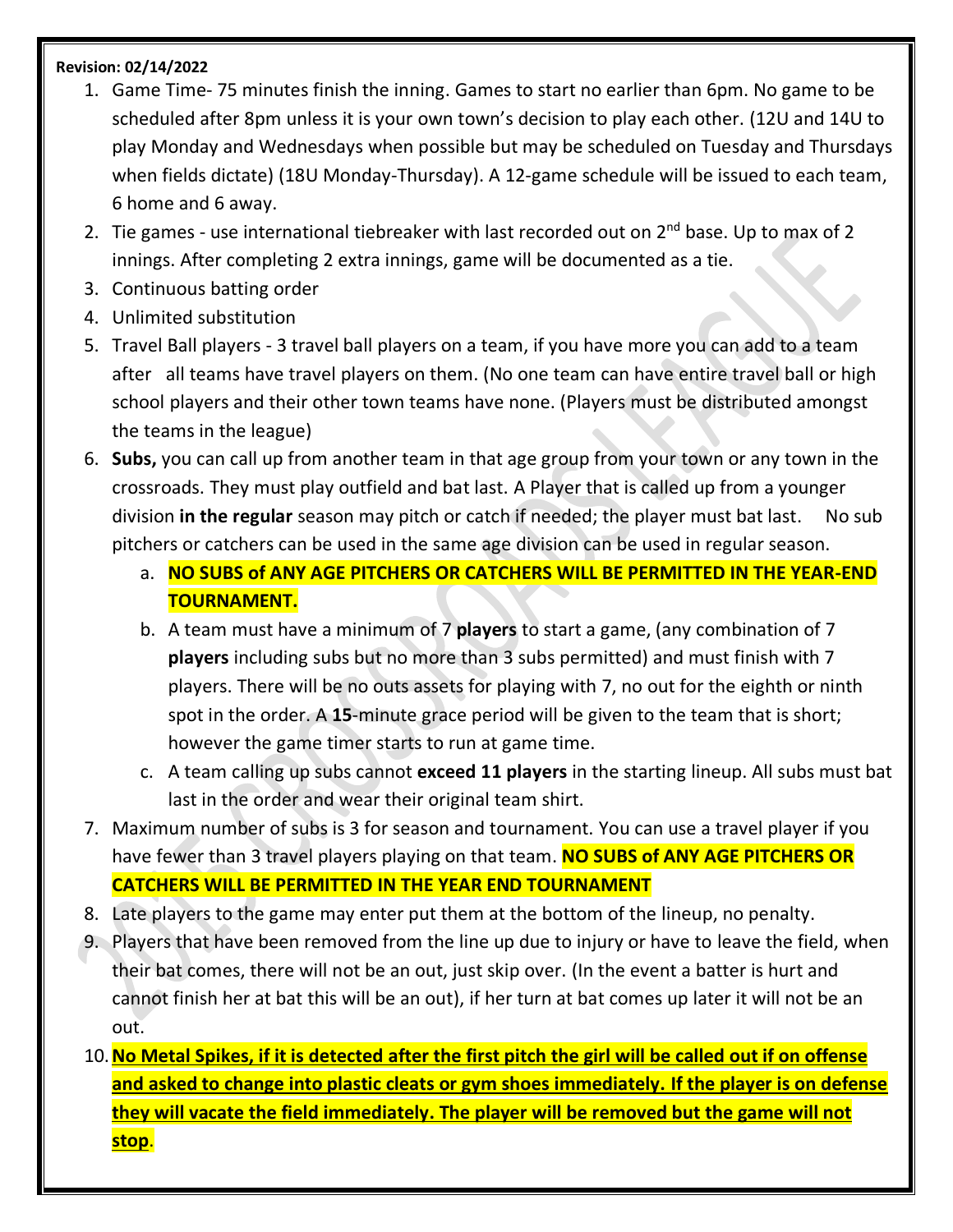**Revision: 02/14/2022**

1. Game Time- 75 minutes finish the inning. Games to start no earlier than 6pm. No game to be scheduled after 8pm unless it is your own town's decision to play each other. (12U and 14U to play Monday and Wednesdays when possible but may be scheduled on Tuesday and Thursdays when fields dictate) (18U Monday-Thursday). A 12-game schedule will be issued to each team, 6 home and 6 away.
2. Tie games - use international tiebreaker with last recorded out on 2nd base. Up to max of 2 innings. After completing 2 extra innings, game will be documented as a tie.
3. Continuous batting order
4. Unlimited substitution
5. Travel Ball players - 3 travel ball players on a team, if you have more you can add to a team after all teams have travel players on them. (No one team can have entire travel ball or high school players and their other town teams have none. (Players must be distributed amongst the teams in the league)
6. **Subs,** you can call up from another team in that age group from your town or any town in the crossroads. They must play outfield and bat last. A Player that is called up from a younger division **in the regular** season may pitch or catch if needed; the player must bat last. No sub pitchers or catchers can be used in the same age division can be used in regular season.
   a. **NO SUBS of ANY AGE PITCHERS OR CATCHERS WILL BE PERMITTED IN THE YEAR-END TOURNAMENT.**
   b. A team must have a minimum of 7 **players** to start a game, (any combination of 7 **players** including subs but no more than 3 subs permitted) and must finish with 7 players. There will be no outs assets for playing with 7, no out for the eighth or ninth spot in the order. A **15**-minute grace period will be given to the team that is short; however the game timer starts to run at game time.
   c. A team calling up subs cannot **exceed 11 players** in the starting lineup. All subs must bat last in the order and wear their original team shirt.
7. Maximum number of subs is 3 for season and tournament. You can use a travel player if you have fewer than 3 travel players playing on that team. **NO SUBS of ANY AGE PITCHERS OR CATCHERS WILL BE PERMITTED IN THE YEAR END TOURNAMENT**
8. Late players to the game may enter put them at the bottom of the lineup, no penalty.
9. Players that have been removed from the line up due to injury or have to leave the field, when their bat comes, there will not be an out, just skip over. (In the event a batter is hurt and cannot finish her at bat this will be an out), if her turn at bat comes up later it will not be an out.
10. **No Metal Spikes, if it is detected after the first pitch the girl will be called out if on offense and asked to change into plastic cleats or gym shoes immediately. If the player is on defense they will vacate the field immediately. The player will be removed but the game will not stop**.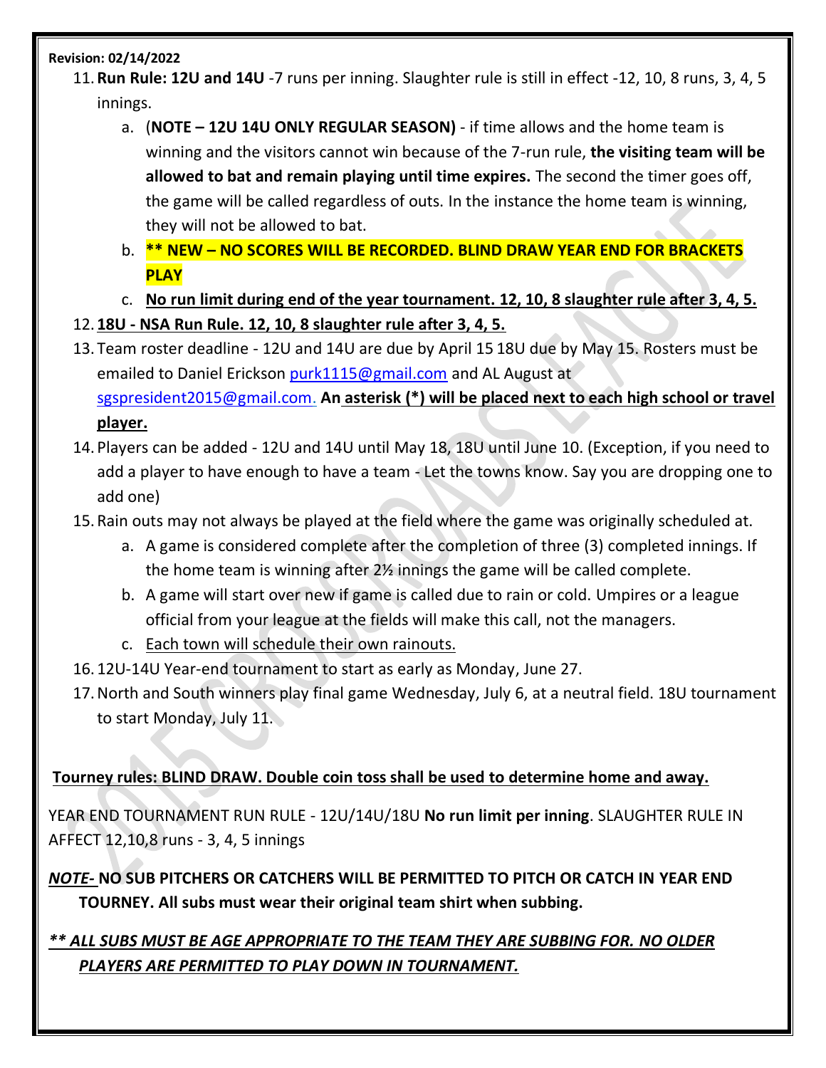**Revision: 02/14/2022**

11. **Run Rule: 12U and 14U** -7 runs per inning. Slaughter rule is still in effect -12, 10, 8 runs, 3, 4, 5 innings.
    a. (**NOTE – 12U 14U ONLY REGULAR SEASON)** - if time allows and the home team is winning and the visitors cannot win because of the 7-run rule, **the visiting team will be allowed to bat and remain playing until time expires.** The second the timer goes off, the game will be called regardless of outs. In the instance the home team is winning, they will not be allowed to bat.
    b. **** NEW – NO SCORES WILL BE RECORDED. BLIND DRAW YEAR END FOR BRACKETS PLAY**
    c. **<u>No run limit during end of the year tournament. 12, 10, 8 slaughter rule after 3, 4, 5.</u>**
12. **<u>18U - NSA Run Rule. 12, 10, 8 slaughter rule after 3, 4, 5.</u>**
13. Team roster deadline - 12U and 14U are due by April 15 18U due by May 15. Rosters must be emailed to Daniel Erickson purk1115@gmail.com and AL August at sgspresident2015@gmail.com. **An <u>asterisk (*) will be placed next to each high school or travel player.</u>**
14. Players can be added - 12U and 14U until May 18, 18U until June 10. (Exception, if you need to add a player to have enough to have a team - Let the towns know. Say you are dropping one to add one)
15. Rain outs may not always be played at the field where the game was originally scheduled at.
    a. A game is considered complete after the completion of three (3) completed innings. If the home team is winning after 2½ innings the game will be called complete.
    b. A game will start over new if game is called due to rain or cold. Umpires or a league official from your league at the fields will make this call, not the managers.
    c. <u>Each town will schedule their own rainouts.</u>
16. 12U-14U Year-end tournament to start as early as Monday, June 27.
17. North and South winners play final game Wednesday, July 6, at a neutral field. 18U tournament to start Monday, July 11.

**<u>Tourney rules: BLIND DRAW. Double coin toss shall be used to determine home and away.</u>**

YEAR END TOURNAMENT RUN RULE - 12U/14U/18U **No run limit per inning**. SLAUGHTER RULE IN AFFECT 12,10,8 runs - 3, 4, 5 innings

***<u>NOTE-</u>* NO SUB PITCHERS OR CATCHERS WILL BE PERMITTED TO PITCH OR CATCH IN YEAR END TOURNEY. All subs must wear their original team shirt when subbing.**

***<u>** ALL SUBS MUST BE AGE APPROPRIATE TO THE TEAM THEY ARE SUBBING FOR. NO OLDER PLAYERS ARE PERMITTED TO PLAY DOWN IN TOURNAMENT.</u>***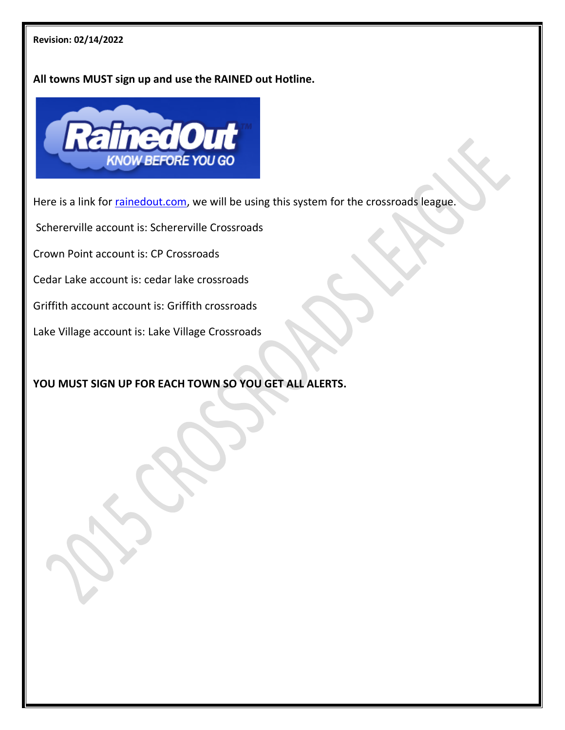**Revision: 02/14/2022**

**All towns MUST sign up and use the RAINED out Hotline.**

Here is a link for rainedout.com, we will be using this system for the crossroads league.

Schererville account is: Schererville Crossroads

Crown Point account is: CP Crossroads

Cedar Lake account is: cedar lake crossroads

Griffith account account is: Griffith crossroads

Lake Village account is: Lake Village Crossroads

**YOU MUST SIGN UP FOR EACH TOWN SO YOU GET ALL ALERTS.**